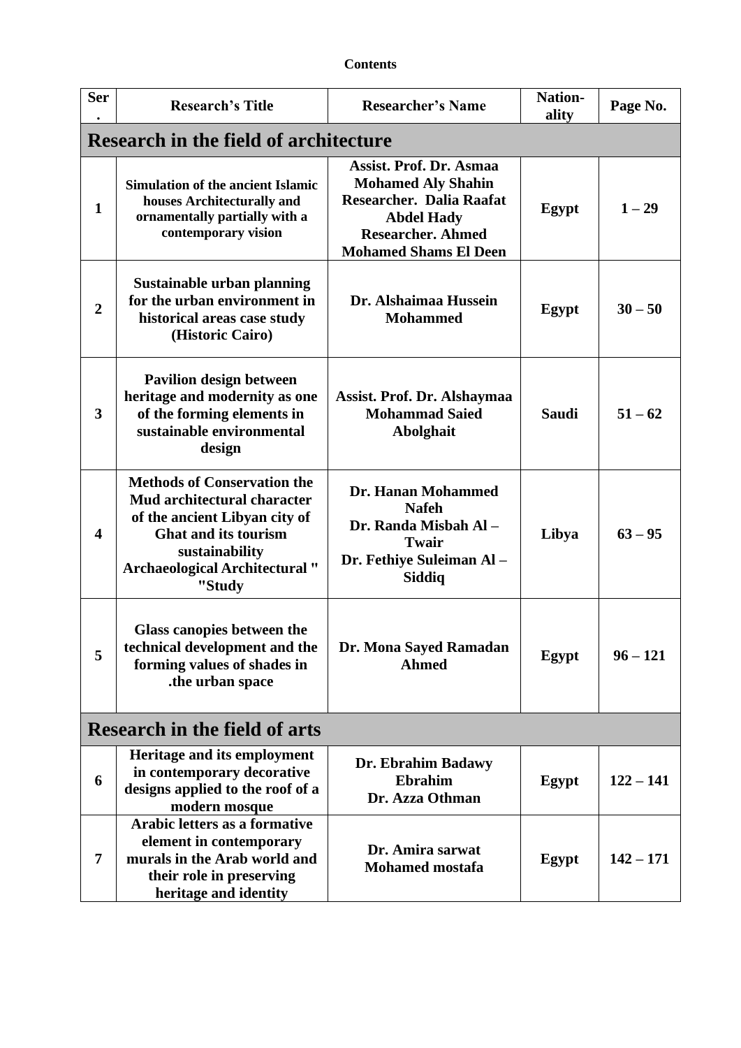**Contents**

| Ser. | Research's Title | Researcher's Name | Nation-ality | Page No. |
|---|---|---|---|---|
| **Research in the field of architecture** | | | | |
| 1 | Simulation of the ancient Islamic houses Architecturally and ornamentally partially with a contemporary vision | Assist. Prof. Dr. Asmaa Mohamed Aly Shahin<br>Researcher. Dalia Raafat Abdel Hady<br>Researcher. Ahmed Mohamed Shams El Deen | Egypt | 1 – 29 |
| 2 | Sustainable urban planning for the urban environment in historical areas case study (Historic Cairo) | Dr. Alshaimaa Hussein Mohammed | Egypt | 30 – 50 |
| 3 | Pavilion design between heritage and modernity as one of the forming elements in sustainable environmental design | Assist. Prof. Dr. Alshaymaa Mohammad Saied Abolghait | Saudi | 51 – 62 |
| 4 | Methods of Conservation the Mud architectural character of the ancient Libyan city of Ghat and its tourism sustainability Archaeological Architectural " "Study | Dr. Hanan Mohammed Nafeh<br>Dr. Randa Misbah Al – Twair<br>Dr. Fethiye Suleiman Al – Siddiq | Libya | 63 – 95 |
| 5 | Glass canopies between the technical development and the forming values of shades in .the urban space | Dr. Mona Sayed Ramadan Ahmed | Egypt | 96 – 121 |
| **Research in the field of arts** | | | | |
| 6 | Heritage and its employment in contemporary decorative designs applied to the roof of a modern mosque | Dr. Ebrahim Badawy Ebrahim<br>Dr. Azza Othman | Egypt | 122 – 141 |
| 7 | Arabic letters as a formative element in contemporary murals in the Arab world and their role in preserving heritage and identity | Dr. Amira sarwat Mohamed mostafa | Egypt | 142 – 171 |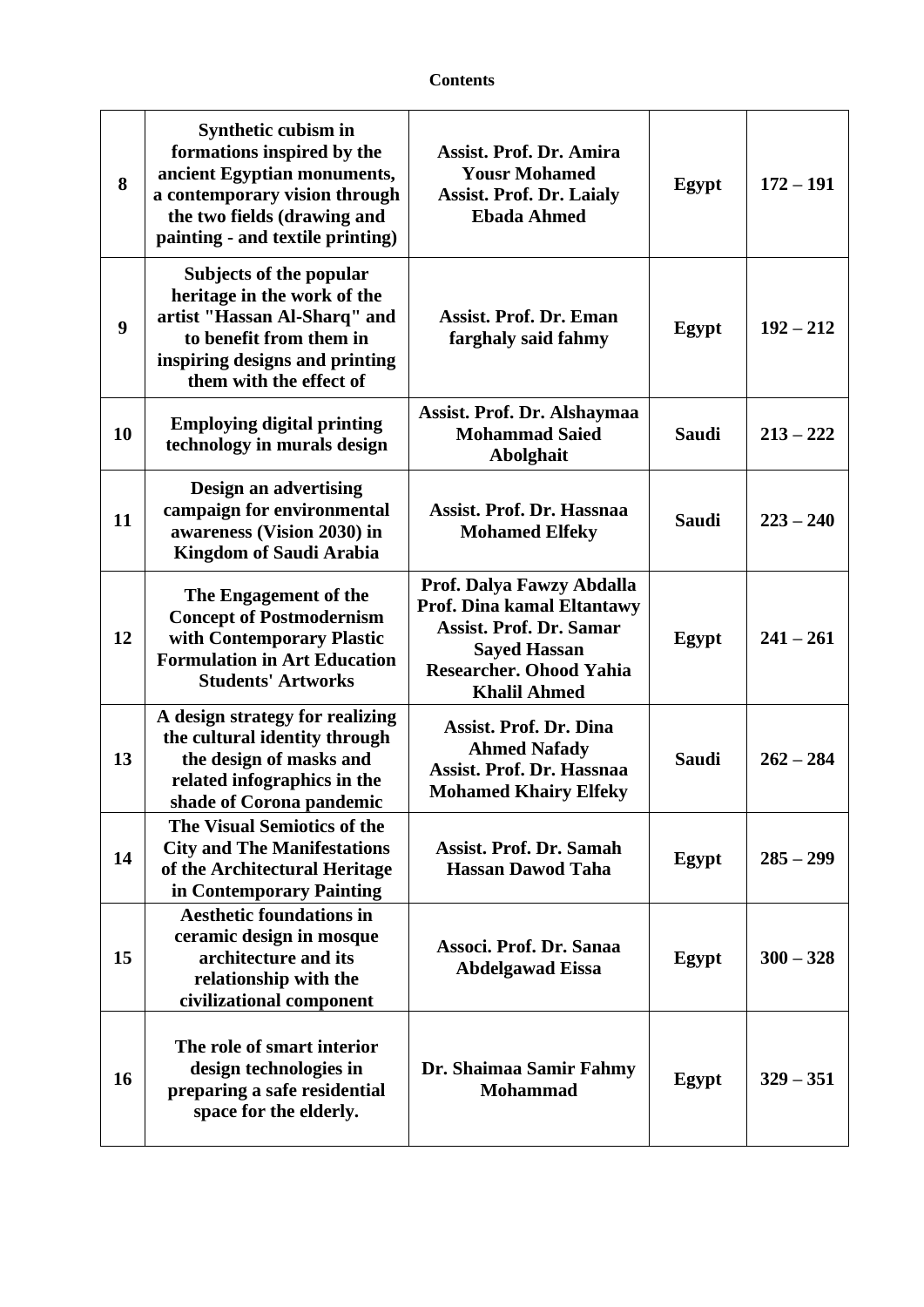**Contents**

| | | | | |
|---|---|---|---|---|
| **8** | **Synthetic cubism in formations inspired by the ancient Egyptian monuments, a contemporary vision through the two fields (drawing and painting - and textile printing)** | **Assist. Prof. Dr. Amira Yousr Mohamed**<br>**Assist. Prof. Dr. Laialy Ebada Ahmed** | **Egypt** | **172 – 191** |
| **9** | **Subjects of the popular heritage in the work of the artist "Hassan Al-Sharq" and to benefit from them in inspiring designs and printing them with the effect of** | **Assist. Prof. Dr. Eman farghaly said fahmy** | **Egypt** | **192 – 212** |
| **10** | **Employing digital printing technology in murals design** | **Assist. Prof. Dr. Alshaymaa Mohammad Saied Abolghait** | **Saudi** | **213 – 222** |
| **11** | **Design an advertising campaign for environmental awareness (Vision 2030) in Kingdom of Saudi Arabia** | **Assist. Prof. Dr. Hassnaa Mohamed Elfeky** | **Saudi** | **223 – 240** |
| **12** | **The Engagement of the Concept of Postmodernism with Contemporary Plastic Formulation in Art Education Students' Artworks** | **Prof. Dalya Fawzy Abdalla**<br>**Prof. Dina kamal Eltantawy**<br>**Assist. Prof. Dr. Samar Sayed Hassan**<br>**Researcher. Ohood Yahia Khalil Ahmed** | **Egypt** | **241 – 261** |
| **13** | **A design strategy for realizing the cultural identity through the design of masks and related infographics in the shade of Corona pandemic** | **Assist. Prof. Dr. Dina Ahmed Nafady**<br>**Assist. Prof. Dr. Hassnaa Mohamed Khairy Elfeky** | **Saudi** | **262 – 284** |
| **14** | **The Visual Semiotics of the City and The Manifestations of the Architectural Heritage in Contemporary Painting** | **Assist. Prof. Dr. Samah Hassan Dawod Taha** | **Egypt** | **285 – 299** |
| **15** | **Aesthetic foundations in ceramic design in mosque architecture and its relationship with the civilizational component** | **Associ. Prof. Dr. Sanaa Abdelgawad Eissa** | **Egypt** | **300 – 328** |
| **16** | **The role of smart interior design technologies in preparing a safe residential space for the elderly.** | **Dr. Shaimaa Samir Fahmy Mohammad** | **Egypt** | **329 – 351** |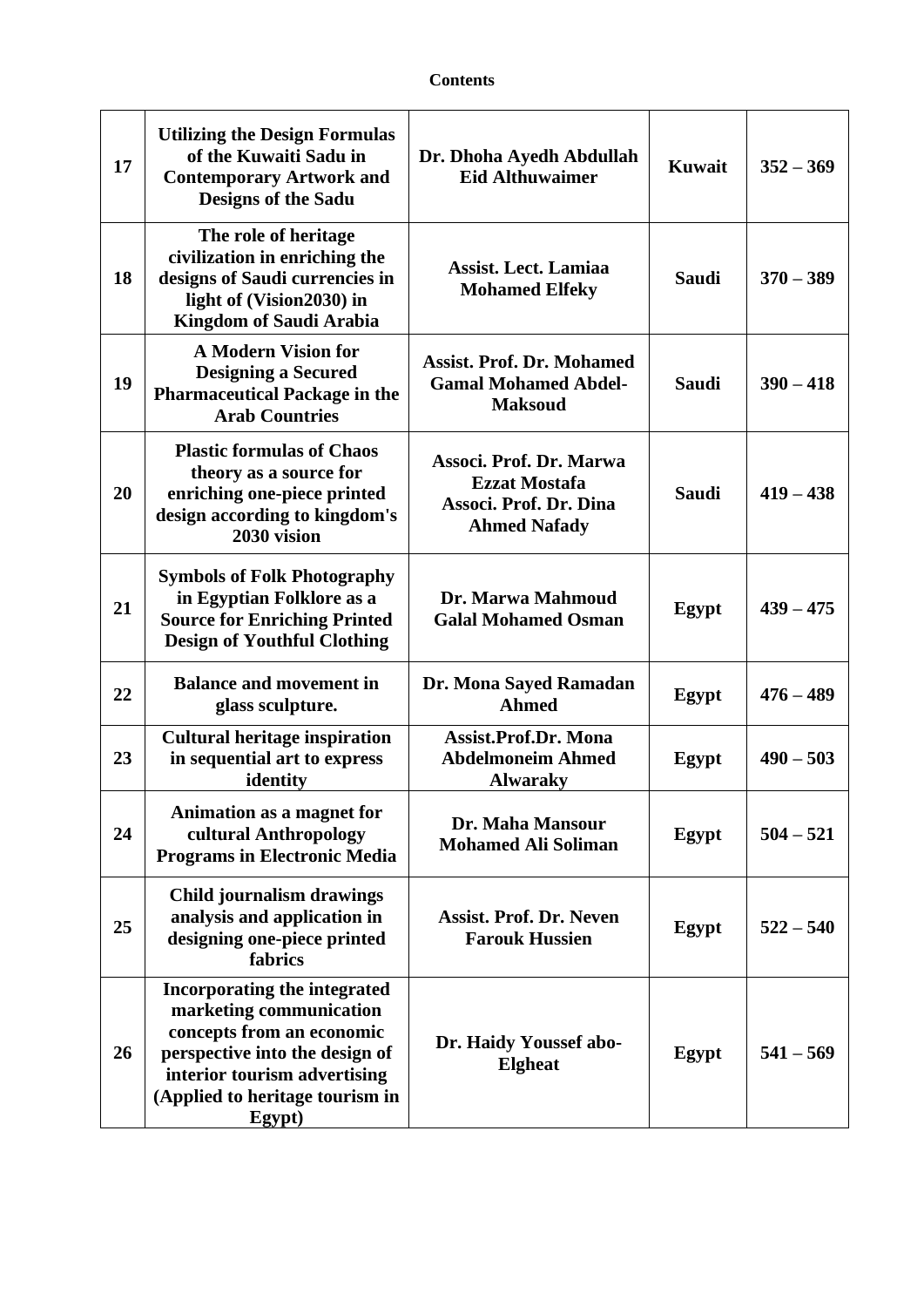**Contents**

| | | | | |
|---|---|---|---|---|
| **17** | **Utilizing the Design Formulas of the Kuwaiti Sadu in Contemporary Artwork and Designs of the Sadu** | **Dr. Dhoha Ayedh Abdullah Eid Althuwaimer** | **Kuwait** | **352 – 369** |
| **18** | **The role of heritage civilization in enriching the designs of Saudi currencies in light of (Vision2030) in Kingdom of Saudi Arabia** | **Assist. Lect. Lamiaa Mohamed Elfeky** | **Saudi** | **370 – 389** |
| **19** | **A Modern Vision for Designing a Secured Pharmaceutical Package in the Arab Countries** | **Assist. Prof. Dr. Mohamed Gamal Mohamed Abdel-Maksoud** | **Saudi** | **390 – 418** |
| **20** | **Plastic formulas of Chaos theory as a source for enriching one-piece printed design according to kingdom's 2030 vision** | **Associ. Prof. Dr. Marwa Ezzat Mostafa Associ. Prof. Dr. Dina Ahmed Nafady** | **Saudi** | **419 – 438** |
| **21** | **Symbols of Folk Photography in Egyptian Folklore as a Source for Enriching Printed Design of Youthful Clothing** | **Dr. Marwa Mahmoud Galal Mohamed Osman** | **Egypt** | **439 – 475** |
| **22** | **Balance and movement in glass sculpture.** | **Dr. Mona Sayed Ramadan Ahmed** | **Egypt** | **476 – 489** |
| **23** | **Cultural heritage inspiration in sequential art to express identity** | **Assist.Prof.Dr. Mona Abdelmoneim Ahmed Alwaraky** | **Egypt** | **490 – 503** |
| **24** | **Animation as a magnet for cultural Anthropology Programs in Electronic Media** | **Dr. Maha Mansour Mohamed Ali Soliman** | **Egypt** | **504 – 521** |
| **25** | **Child journalism drawings analysis and application in designing one-piece printed fabrics** | **Assist. Prof. Dr. Neven Farouk Hussien** | **Egypt** | **522 – 540** |
| **26** | **Incorporating the integrated marketing communication concepts from an economic perspective into the design of interior tourism advertising (Applied to heritage tourism in Egypt)** | **Dr. Haidy Youssef abo-Elgheat** | **Egypt** | **541 – 569** |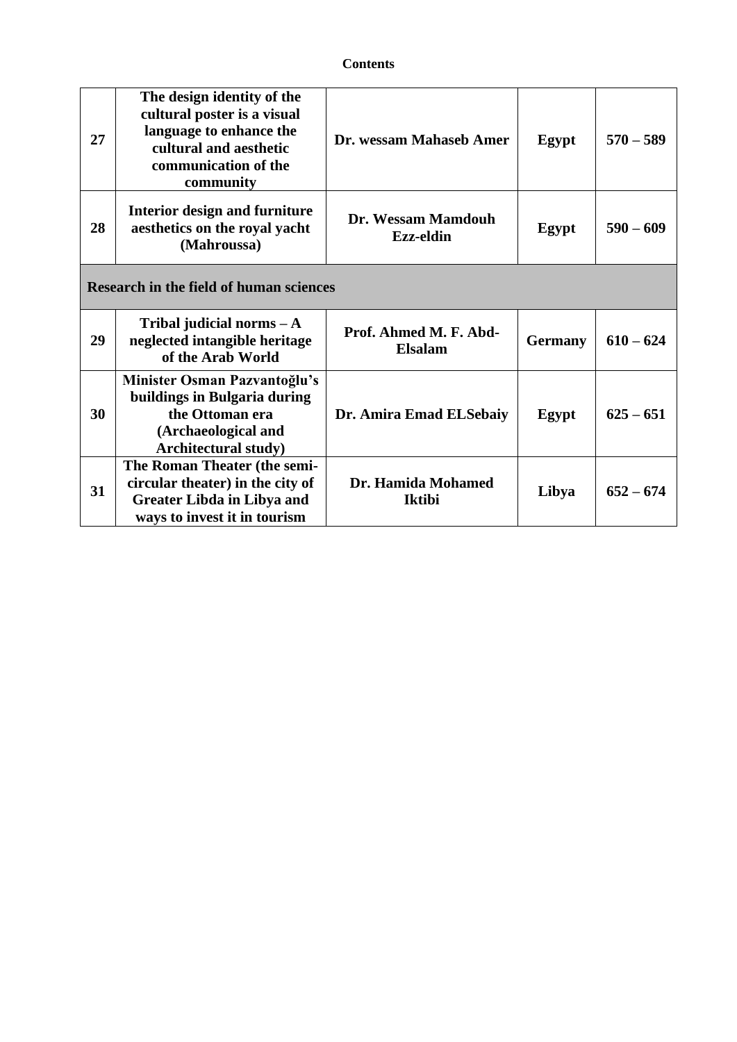**Contents**

| | | | | |
|---|---|---|---|---|
| **27** | **The design identity of the cultural poster is a visual language to enhance the cultural and aesthetic communication of the community** | **Dr. wessam Mahaseb Amer** | **Egypt** | **570 – 589** |
| **28** | **Interior design and furniture aesthetics on the royal yacht (Mahroussa)** | **Dr. Wessam Mamdouh Ezz-eldin** | **Egypt** | **590 – 609** |
| **Research in the field of human sciences** | | | | |
| **29** | **Tribal judicial norms – A neglected intangible heritage of the Arab World** | **Prof. Ahmed M. F. Abd-Elsalam** | **Germany** | **610 – 624** |
| **30** | **Minister Osman Pazvantoğlu's buildings in Bulgaria during the Ottoman era (Archaeological and Architectural study)** | **Dr. Amira Emad ELSebaiy** | **Egypt** | **625 – 651** |
| **31** | **The Roman Theater (the semi-circular theater) in the city of Greater Libda in Libya and ways to invest it in tourism** | **Dr. Hamida Mohamed Iktibi** | **Libya** | **652 – 674** |